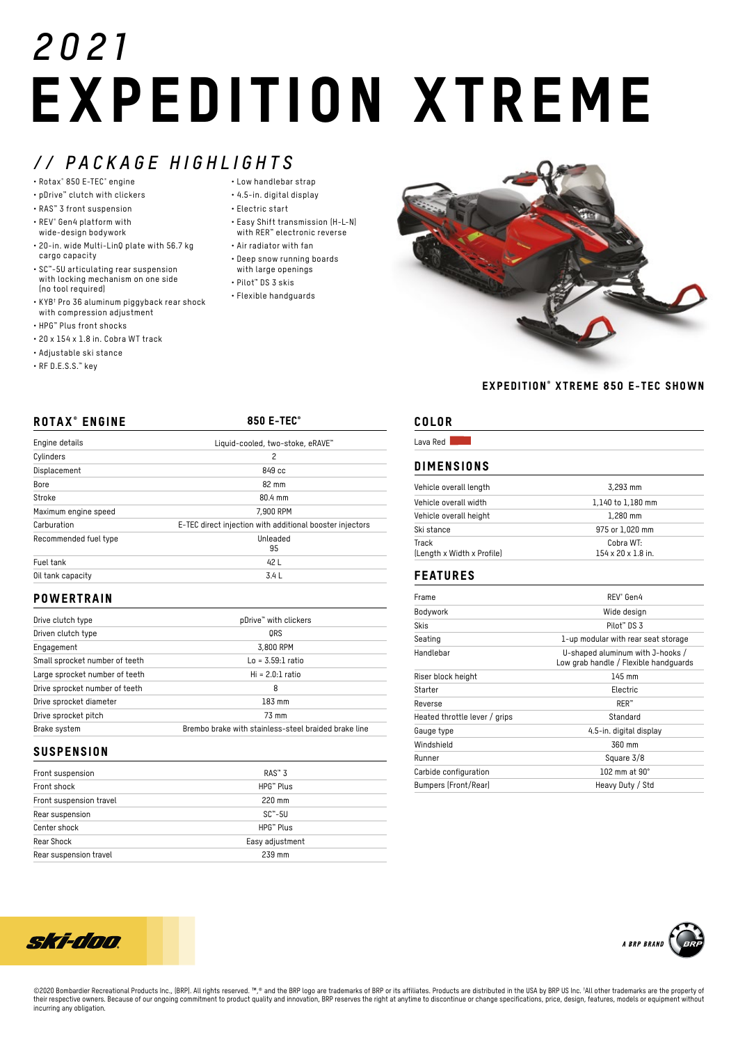// 2021

# EXPEDITION XTREME

## // PACKAGE HIGHLIGHTS

- Rotax® 850 E-TEC® engine
- pDrive™ clutch with clickers
- RAS™ 3 front suspension
- REV® Gen4 platform with wide-design bodywork
- 20-in. wide Multi-LinQ plate with 56.7 kg cargo capacity
- SC™-5U articulating rear suspension with locking mechanism on one side (no tool required)
- KYB† Pro 36 aluminum piggyback rear shock with compression adjustment
- HPG™ Plus front shocks
- 20 x 154 x 1.8 in. Cobra WT track
- Adjustable ski stance
- RF D.E.S.S.™ key
- Low handlebar strap
- 4.5-in. digital display
- Electric start
- Easy Shift transmission (H-L-N) with RER™ electronic reverse
- Air radiator with fan
- Deep snow running boards with large openings
- Pilot™ DS 3 skis
- Flexible handguards

EXPEDITION® XTREME 850 E-TEC SHOWN

## ROTAX® ENGINE

| | 850 E-TEC® |
|---|---|
| Engine details | Liquid-cooled, two-stoke, eRAVE™ |
| Cylinders | 2 |
| Displacement | 849 cc |
| Bore | 82 mm |
| Stroke | 80.4 mm |
| Maximum engine speed | 7,900 RPM |
| Carburation | E-TEC direct injection with additional booster injectors |
| Recommended fuel type | Unleaded 95 |
| Fuel tank | 42 L |
| Oil tank capacity | 3.4 L |

## POWERTRAIN

| | |
|---|---|
| Drive clutch type | pDrive™ with clickers |
| Driven clutch type | QRS |
| Engagement | 3,800 RPM |
| Small sprocket number of teeth | Lo = 3.59:1 ratio |
| Large sprocket number of teeth | Hi = 2.0:1 ratio |
| Drive sprocket number of teeth | 8 |
| Drive sprocket diameter | 183 mm |
| Drive sprocket pitch | 73 mm |
| Brake system | Brembo brake with stainless-steel braided brake line |

## SUSPENSION

| | |
|---|---|
| Front suspension | RAS™ 3 |
| Front shock | HPG™ Plus |
| Front suspension travel | 220 mm |
| Rear suspension | SC™-5U |
| Center shock | HPG™ Plus |
| Rear Shock | Easy adjustment |
| Rear suspension travel | 239 mm |

## COLOR

Lava Red

## DIMENSIONS

| | |
|---|---|
| Vehicle overall length | 3,293 mm |
| Vehicle overall width | 1,140 to 1,180 mm |
| Vehicle overall height | 1,280 mm |
| Ski stance | 975 or 1,020 mm |
| Track (Length x Width x Profile) | Cobra WT: 154 x 20 x 1.8 in. |

## FEATURES

| | |
|---|---|
| Frame | REV® Gen4 |
| Bodywork | Wide design |
| Skis | Pilot™ DS 3 |
| Seating | 1-up modular with rear seat storage |
| Handlebar | U-shaped aluminum with J-hooks / Low grab handle / Flexible handguards |
| Riser block height | 145 mm |
| Starter | Electric |
| Reverse | RER™ |
| Heated throttle lever / grips | Standard |
| Gauge type | 4.5-in. digital display |
| Windshield | 360 mm |
| Runner | Square 3/8 |
| Carbide configuration | 102 mm at 90° |
| Bumpers (Front/Rear) | Heavy Duty / Std |

ski-doo

A BRP BRAND

©2020 Bombardier Recreational Products Inc., (BRP). All rights reserved. ™,® and the BRP logo are trademarks of BRP or its affiliates. Products are distributed in the USA by BRP US Inc. †All other trademarks are the property of their respective owners. Because of our ongoing commitment to product quality and innovation, BRP reserves the right at anytime to discontinue or change specifications, price, design, features, models or equipment without incurring any obligation.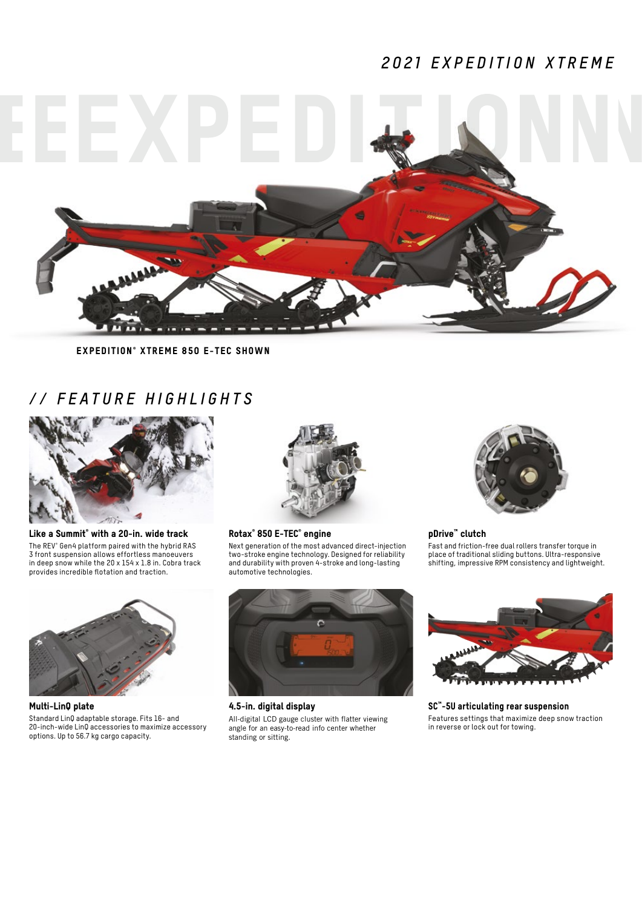# 2021 EXPEDITION XTREME

EXPEDITION® XTREME 850 E-TEC SHOWN

## // FEATURE HIGHLIGHTS

**Like a Summit® with a 20-in. wide track**

The REV® Gen4 platform paired with the hybrid RAS 3 front suspension allows effortless manoeuvers in deep snow while the 20 x 154 x 1.8 in. Cobra track provides incredible flotation and traction.

**Rotax® 850 E-TEC® engine**

Next generation of the most advanced direct-injection two-stroke engine technology. Designed for reliability and durability with proven 4-stroke and long-lasting automotive technologies.

**pDrive™ clutch**

Fast and friction-free dual rollers transfer torque in place of traditional sliding buttons. Ultra-responsive shifting, impressive RPM consistency and lightweight.

**Multi-LinQ plate**

Standard LinQ adaptable storage. Fits 16- and 20-inch-wide LinQ accessories to maximize accessory options. Up to 56.7 kg cargo capacity.

**4.5-in. digital display**

All-digital LCD gauge cluster with flatter viewing angle for an easy-to-read info center whether standing or sitting.

**SC™-5U articulating rear suspension**

Features settings that maximize deep snow traction in reverse or lock out for towing.